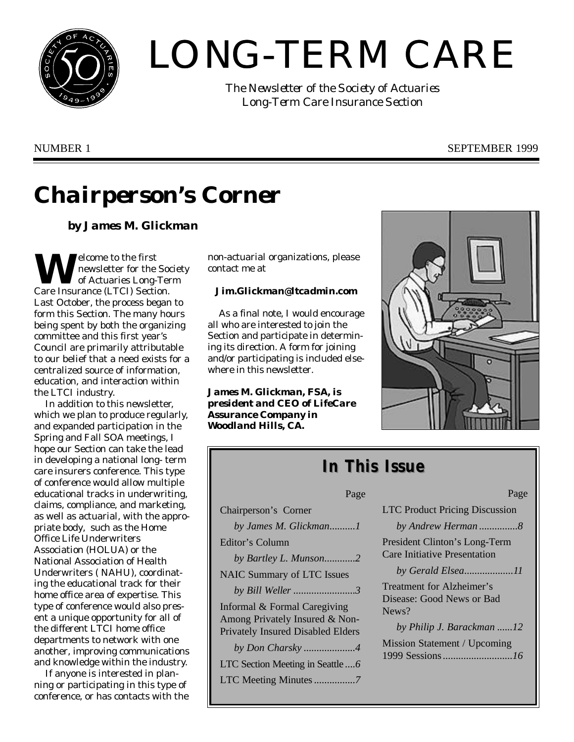# LONG-TERM CARE

*The Newsletter of the Society of Actuaries Long-Term Care Insurance Section*

NUMBER 1 SEPTEMBER 1999

## Chairperson's Corner

**by James M. Glickman**

Welcome to the first newsletter for the Society of Actuaries Long-Term Care Insurance (LTCI) Section. Last October, the process began to form this Section. The many hours being spent by both the organizing committee and this first year's Council are primarily attributable to our belief that a need exists for a centralized source of information, education, and interaction within the LTCI industry.

In addition to this newsletter, which we plan to produce regularly, and expanded participation in the Spring and Fall SOA meetings, I hope our Section can take the lead in developing a national long- term care insurers conference. This type of conference would allow multiple educational tracks in underwriting, claims, compliance, and marketing, as well as actuarial, with the appropriate body, such as the Home Office Life Underwriters Association (HOLUA) or the National Association of Health Underwriters ( NAHU), coordinating the educational track for their home office area of expertise. This type of conference would also present a unique opportunity for all of the different LTCI home office departments to network with one another, improving communications and knowledge within the industry.

If anyone is interested in planning or participating in this type of conference, or has contacts with the non-actuarial organizations, please contact me at

**Jim.Glickman@ltcadmin.com**

As a final note, I would encourage all who are interested to join the Section and participate in determining its direction. A form for joining and/or participating is included elsewhere in this newsletter.

***James M. Glickman, FSA, is president and CEO of LifeCare Assurance Company in Woodland Hills, CA.***

## In This Issue

| | Page |
|---|---|
| Chairperson's Corner *by James M. Glickman* | 1 |
| Editor's Column *by Bartley L. Munson* | 2 |
| NAIC Summary of LTC Issues *by Bill Weller* | 3 |
| Informal & Formal Caregiving Among Privately Insured & Non-Privately Insured Disabled Elders *by Don Charsky* | 4 |
| LTC Section Meeting in Seattle | 6 |
| LTC Meeting Minutes | 7 |
| LTC Product Pricing Discussion *by Andrew Herman* | 8 |
| President Clinton's Long-Term Care Initiative Presentation *by Gerald Elsea* | 11 |
| Treatment for Alzheimer's Disease: Good News or Bad News? *by Philip J. Barackman* | 12 |
| Mission Statement / Upcoming 1999 Sessions | 16 |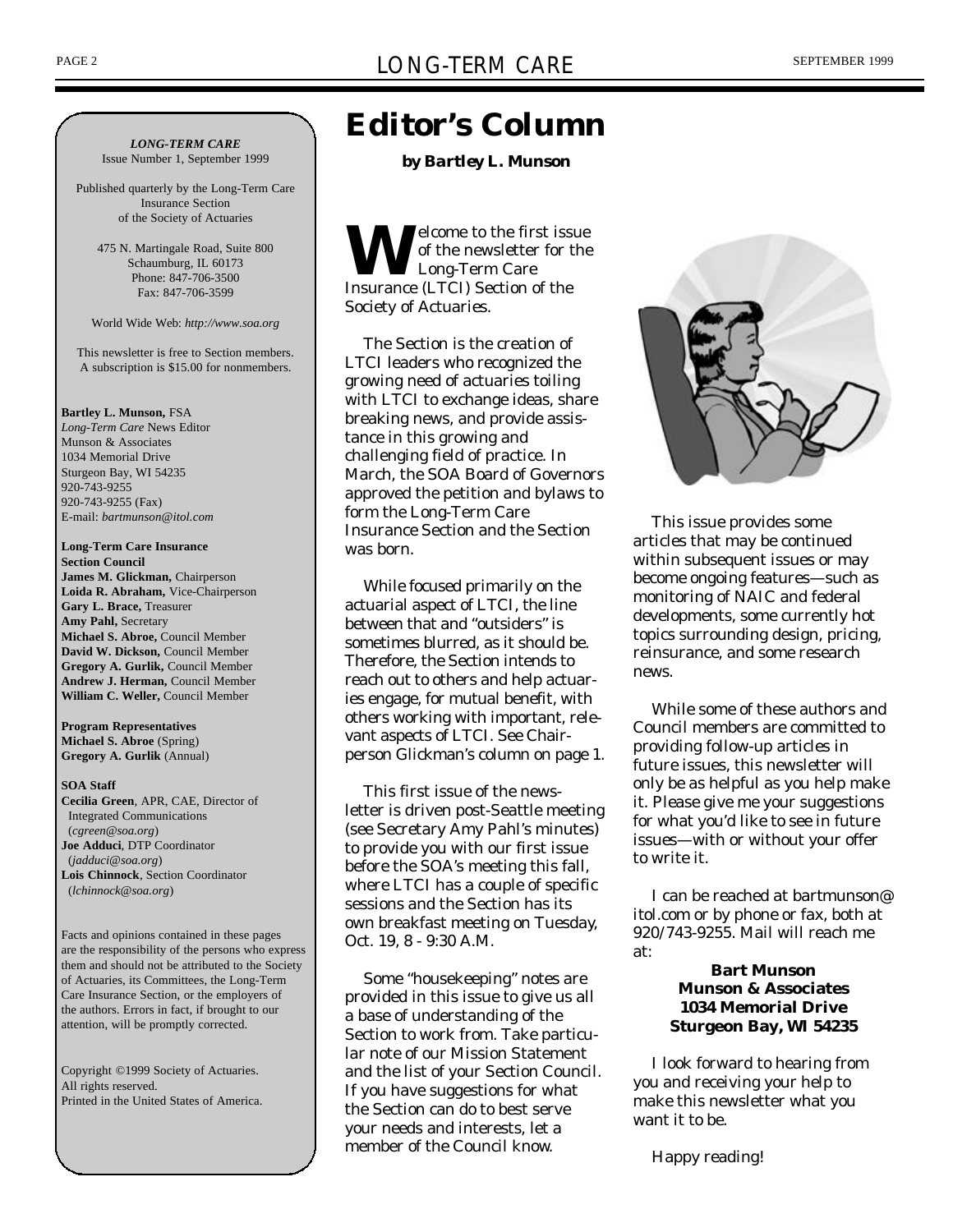***LONG-TERM CARE***
Issue Number 1, September 1999

Published quarterly by the Long-Term Care Insurance Section of the Society of Actuaries

475 N. Martingale Road, Suite 800
Schaumburg, IL 60173
Phone: 847-706-3500
Fax: 847-706-3599

World Wide Web: *http://www.soa.org*

This newsletter is free to Section members. A subscription is $15.00 for nonmembers.

**Bartley L. Munson,** FSA
*Long-Term Care* News Editor
Munson & Associates
1034 Memorial Drive
Sturgeon Bay, WI 54235
920-743-9255
920-743-9255 (Fax)
E-mail: *bartmunson@itol.com*

**Long-Term Care Insurance Section Council**
**James M. Glickman,** Chairperson
**Loida R. Abraham,** Vice-Chairperson
**Gary L. Brace,** Treasurer
**Amy Pahl,** Secretary
**Michael S. Abroe,** Council Member
**David W. Dickson,** Council Member
**Gregory A. Gurlik,** Council Member
**Andrew J. Herman,** Council Member
**William C. Weller,** Council Member

**Program Representatives**
**Michael S. Abroe** (Spring)
**Gregory A. Gurlik** (Annual)

**SOA Staff**
**Cecilia Green**, APR, CAE, Director of Integrated Communications (*cgreen@soa.org*)
**Joe Adduci**, DTP Coordinator (*jadduci@soa.org*)
**Lois Chinnock**, Section Coordinator (*lchinnock@soa.org*)

Facts and opinions contained in these pages are the responsibility of the persons who express them and should not be attributed to the Society of Actuaries, its Committees, the Long-Term Care Insurance Section, or the employers of the authors. Errors in fact, if brought to our attention, will be promptly corrected.

Copyright ©1999 Society of Actuaries.
All rights reserved.
Printed in the United States of America.

# Editor's Column

***by Bartley L. Munson***

Welcome to the first issue of the newsletter for the Long-Term Care Insurance (LTCI) Section of the Society of Actuaries.

The Section is the creation of LTCI leaders who recognized the growing need of actuaries toiling with LTCI to exchange ideas, share breaking news, and provide assistance in this growing and challenging field of practice. In March, the SOA Board of Governors approved the petition and bylaws to form the Long-Term Care Insurance Section and the Section was born.

While focused primarily on the actuarial aspect of LTCI, the line between that and "outsiders" is sometimes blurred, as it should be. Therefore, the Section intends to reach out to others and help actuaries engage, for mutual benefit, with others working with important, relevant aspects of LTCI. See Chairperson Glickman's column on page 1.

This first issue of the newsletter is driven post-Seattle meeting (see Secretary Amy Pahl's minutes) to provide you with our first issue before the SOA's meeting this fall, where LTCI has a couple of specific sessions and the Section has its own breakfast meeting on Tuesday, Oct. 19, 8 - 9:30 A.M.

Some "housekeeping" notes are provided in this issue to give us all a base of understanding of the Section to work from. Take particular note of our Mission Statement and the list of your Section Council. If you have suggestions for what the Section can do to best serve your needs and interests, let a member of the Council know.

This issue provides some articles that may be continued within subsequent issues or may become ongoing features—such as monitoring of NAIC and federal developments, some currently hot topics surrounding design, pricing, reinsurance, and some research news.

While some of these authors and Council members are committed to providing follow-up articles in future issues, this newsletter will only be as helpful as you help make it. Please give me your suggestions for what you'd like to see in future issues—with or without your offer to write it.

I can be reached at bartmunson@itol.com or by phone or fax, both at 920/743-9255. Mail will reach me at:

**Bart Munson**
**Munson & Associates**
**1034 Memorial Drive**
**Sturgeon Bay, WI 54235**

I look forward to hearing from you and receiving your help to make this newsletter what you want it to be.

Happy reading!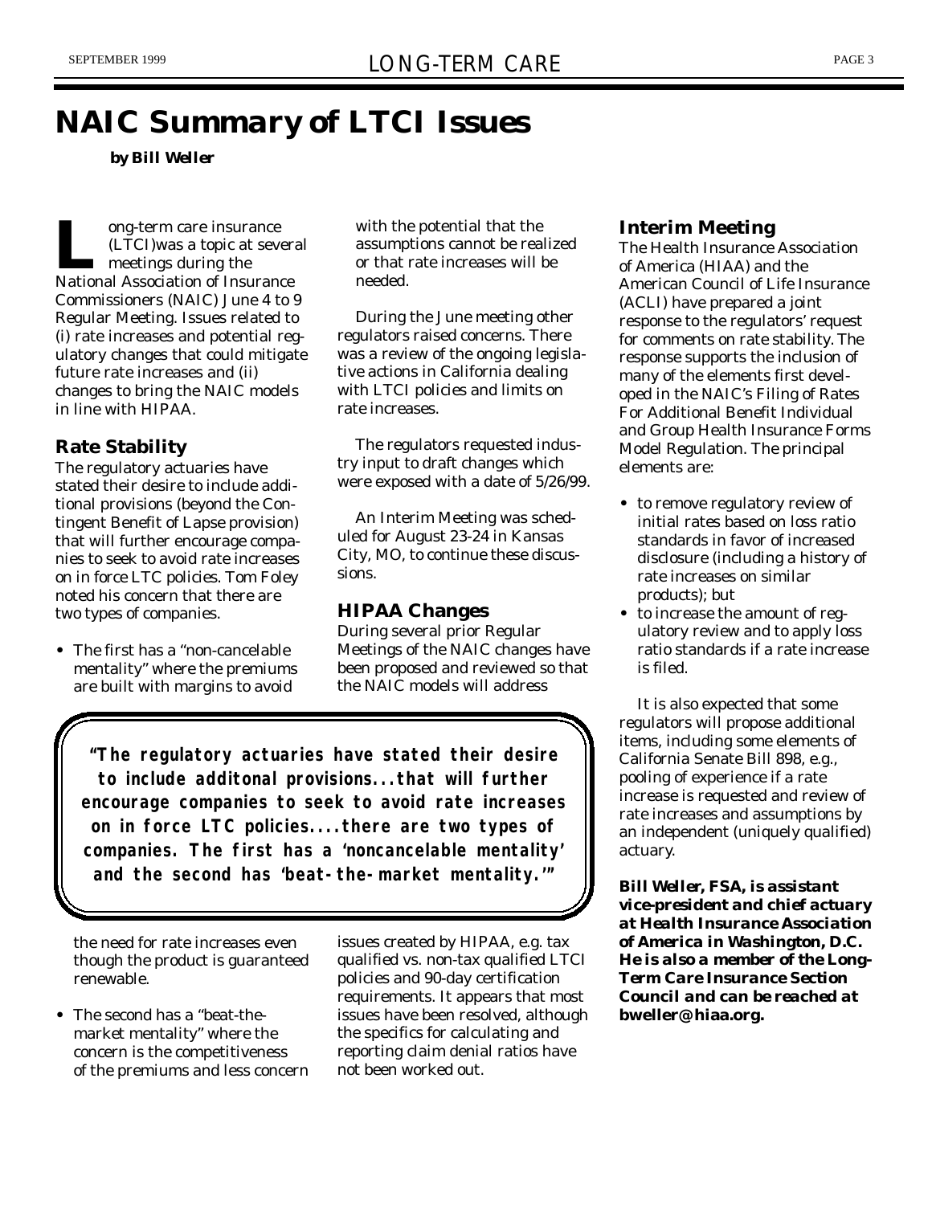# NAIC Summary of LTCI Issues

**by Bill Weller**

Long-term care insurance (LTCI)was a topic at several meetings during the National Association of Insurance Commissioners (NAIC) June 4 to 9 Regular Meeting. Issues related to (i) rate increases and potential regulatory changes that could mitigate future rate increases and (ii) changes to bring the NAIC models in line with HIPAA.

## Rate Stability

The regulatory actuaries have stated their desire to include additional provisions (beyond the Contingent Benefit of Lapse provision) that will further encourage companies to seek to avoid rate increases on in force LTC policies. Tom Foley noted his concern that there are two types of companies.

- The first has a "non-cancelable mentality" where the premiums are built with margins to avoid the need for rate increases even though the product is guaranteed renewable.
- The second has a "beat-the-market mentality" where the concern is the competitiveness of the premiums and less concern with the potential that the assumptions cannot be realized or that rate increases will be needed.

During the June meeting other regulators raised concerns. There was a review of the ongoing legislative actions in California dealing with LTCI policies and limits on rate increases.

The regulators requested industry input to draft changes which were exposed with a date of 5/26/99.

An Interim Meeting was scheduled for August 23-24 in Kansas City, MO, to continue these discussions.

> **"The regulatory actuaries have stated their desire to include additonal provisions...that will further encourage companies to seek to avoid rate increases on in force LTC policies....there are two types of companies. The first has a 'noncancelable mentality' and the second has 'beat-the-market mentality.'"**

## HIPAA Changes

During several prior Regular Meetings of the NAIC changes have been proposed and reviewed so that the NAIC models will address issues created by HIPAA, e.g. tax qualified vs. non-tax qualified LTCI policies and 90-day certification requirements. It appears that most issues have been resolved, although the specifics for calculating and reporting claim denial ratios have not been worked out.

## Interim Meeting

The Health Insurance Association of America (HIAA) and the American Council of Life Insurance (ACLI) have prepared a joint response to the regulators' request for comments on rate stability. The response supports the inclusion of many of the elements first developed in the NAIC's Filing of Rates For Additional Benefit Individual and Group Health Insurance Forms Model Regulation. The principal elements are:

- to remove regulatory review of initial rates based on loss ratio standards in favor of increased disclosure (including a history of rate increases on similar products); but
- to increase the amount of regulatory review and to apply loss ratio standards if a rate increase is filed.

It is also expected that some regulators will propose additional items, including some elements of California Senate Bill 898, e.g., pooling of experience if a rate increase is requested and review of rate increases and assumptions by an independent (uniquely qualified) actuary.

***Bill Weller, FSA, is assistant vice-president and chief actuary at Health Insurance Association of America in Washington, D.C. He is also a member of the Long-Term Care Insurance Section Council and can be reached at bweller@hiaa.org.***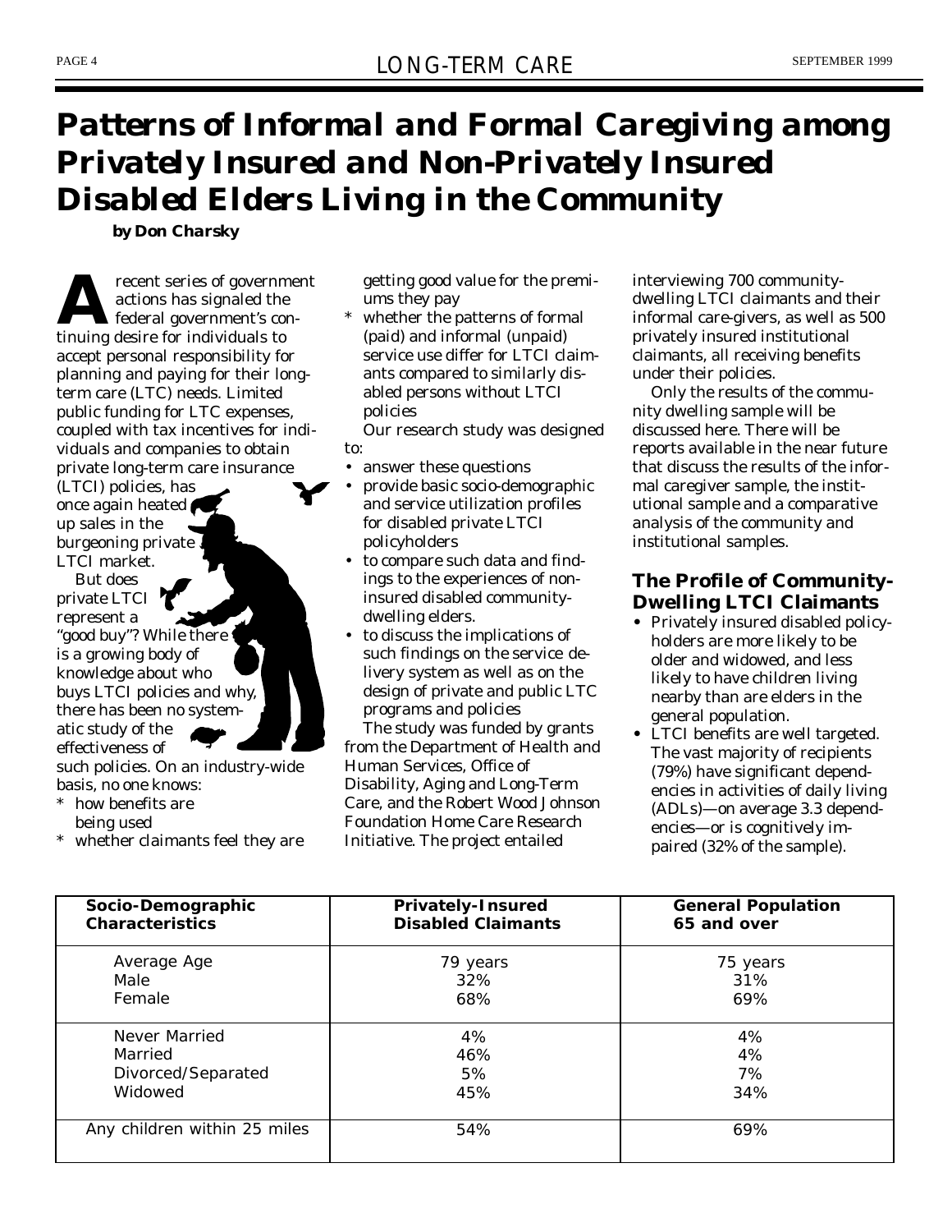# Patterns of Informal and Formal Caregiving among Privately Insured and Non-Privately Insured Disabled Elders Living in the Community

**by Don Charsky**

A recent series of government actions has signaled the federal government's continuing desire for individuals to accept personal responsibility for planning and paying for their long-term care (LTC) needs. Limited public funding for LTC expenses, coupled with tax incentives for individuals and companies to obtain private long-term care insurance (LTCI) policies, has once again heated up sales in the burgeoning private LTCI market.

But does private LTCI represent a "good buy"? While there is a growing body of knowledge about who buys LTCI policies and why, there has been no systematic study of the effectiveness of such policies. On an industry-wide basis, no one knows:

* how benefits are being used
* whether claimants feel they are getting good value for the premiums they pay
* whether the patterns of formal (paid) and informal (unpaid) service use differ for LTCI claimants compared to similarly disabled persons without LTCI policies

Our research study was designed to:

- answer these questions
- provide basic socio-demographic and service utilization profiles for disabled private LTCI policyholders
- to compare such data and findings to the experiences of non-insured disabled community-dwelling elders.
- to discuss the implications of such findings on the service delivery system as well as on the design of private and public LTC programs and policies

The study was funded by grants from the Department of Health and Human Services, Office of Disability, Aging and Long-Term Care, and the Robert Wood Johnson Foundation Home Care Research Initiative. The project entailed interviewing 700 community-dwelling LTCI claimants and their informal care-givers, as well as 500 privately insured institutional claimants, all receiving benefits under their policies.

Only the results of the community dwelling sample will be discussed here. There will be reports available in the near future that discuss the results of the informal caregiver sample, the institutional sample and a comparative analysis of the community and institutional samples.

## The Profile of Community-Dwelling LTCI Claimants

- Privately insured disabled policyholders are more likely to be older and widowed, and less likely to have children living nearby than are elders in the general population.
- LTCI benefits are well targeted. The vast majority of recipients (79%) have significant dependencies in activities of daily living (ADLs)—on average 3.3 dependencies—or is cognitively impaired (32% of the sample).

| Socio-Demographic Characteristics | Privately-Insured Disabled Claimants | General Population 65 and over |
|---|---|---|
| Average Age | 79 years | 75 years |
| Male | 32% | 31% |
| Female | 68% | 69% |
| Never Married | 4% | 4% |
| Married | 46% | 4% |
| Divorced/Separated | 5% | 7% |
| Widowed | 45% | 34% |
| Any children within 25 miles | 54% | 69% |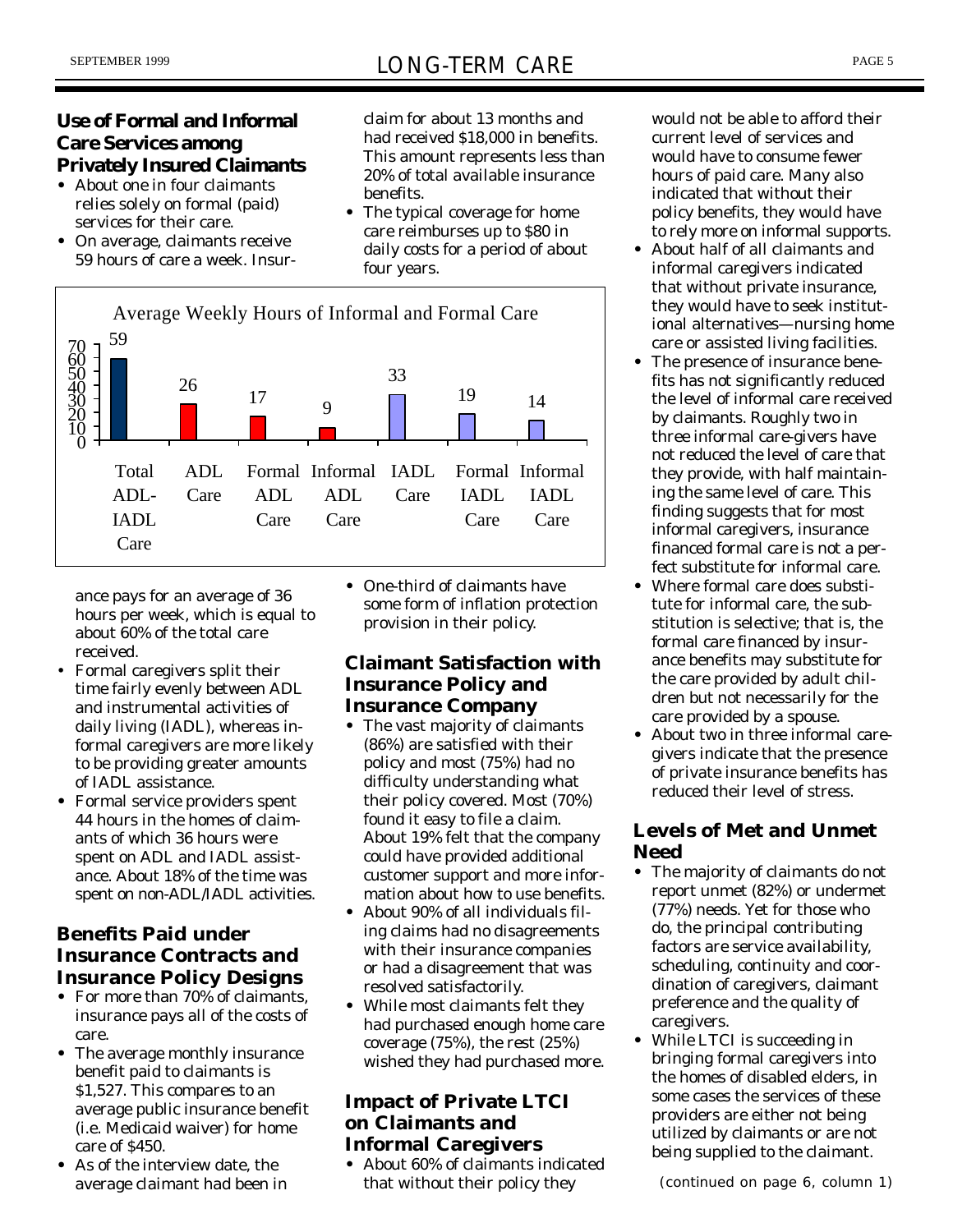## Use of Formal and Informal Care Services among Privately Insured Claimants

- About one in four claimants relies solely on formal (paid) services for their care.
- On average, claimants receive 59 hours of care a week. Insurance pays for an average of 36 hours per week, which is equal to about 60% of the total care received.
- Formal caregivers split their time fairly evenly between ADL and instrumental activities of daily living (IADL), whereas informal caregivers are more likely to be providing greater amounts of IADL assistance.
- Formal service providers spent 44 hours in the homes of claimants of which 36 hours were spent on ADL and IADL assistance. About 18% of the time was spent on non-ADL/IADL activities.

Average Weekly Hours of Informal and Formal Care

| Category | Hours |
|---|---|
| Total ADL-IADL Care | 59 |
| ADL Care | 26 |
| Formal ADL Care | 17 |
| Informal ADL Care | 9 |
| IADL Care | 33 |
| Formal IADL Care | 19 |
| Informal IADL Care | 14 |

## Benefits Paid under Insurance Contracts and Insurance Policy Designs

- For more than 70% of claimants, insurance pays all of the costs of care.
- The average monthly insurance benefit paid to claimants is $1,527. This compares to an average public insurance benefit (i.e. Medicaid waiver) for home care of $450.
- As of the interview date, the average claimant had been in claim for about 13 months and had received $18,000 in benefits. This amount represents less than 20% of total available insurance benefits.
- The typical coverage for home care reimburses up to $80 in daily costs for a period of about four years.
- One-third of claimants have some form of inflation protection provision in their policy.

## Claimant Satisfaction with Insurance Policy and Insurance Company

- The vast majority of claimants (86%) are satisfied with their policy and most (75%) had no difficulty understanding what their policy covered. Most (70%) found it easy to file a claim. About 19% felt that the company could have provided additional customer support and more information about how to use benefits.
- About 90% of all individuals filing claims had no disagreements with their insurance companies or had a disagreement that was resolved satisfactorily.
- While most claimants felt they had purchased enough home care coverage (75%), the rest (25%) wished they had purchased more.

## Impact of Private LTCI on Claimants and Informal Caregivers

- About 60% of claimants indicated that without their policy they would not be able to afford their current level of services and would have to consume fewer hours of paid care. Many also indicated that without their policy benefits, they would have to rely more on informal supports.
- About half of all claimants and informal caregivers indicated that without private insurance, they would have to seek institutional alternatives—nursing home care or assisted living facilities.
- The presence of insurance benefits has not significantly reduced the level of informal care received by claimants. Roughly two in three informal care-givers have not reduced the level of care that they provide, with half maintaining the same level of care. This finding suggests that for most informal caregivers, insurance financed formal care is not a perfect substitute for informal care.
- Where formal care does substitute for informal care, the substitution is selective; that is, the formal care financed by insurance benefits may substitute for the care provided by adult children but not necessarily for the care provided by a spouse.
- About two in three informal caregivers indicate that the presence of private insurance benefits has reduced their level of stress.

## Levels of Met and Unmet Need

- The majority of claimants do not report unmet (82%) or undermet (77%) needs. Yet for those who do, the principal contributing factors are service availability, scheduling, continuity and coordination of caregivers, claimant preference and the quality of caregivers.
- While LTCI is succeeding in bringing formal caregivers into the homes of disabled elders, in some cases the services of these providers are either not being utilized by claimants or are not being supplied to the claimant.

(continued on page 6, column 1)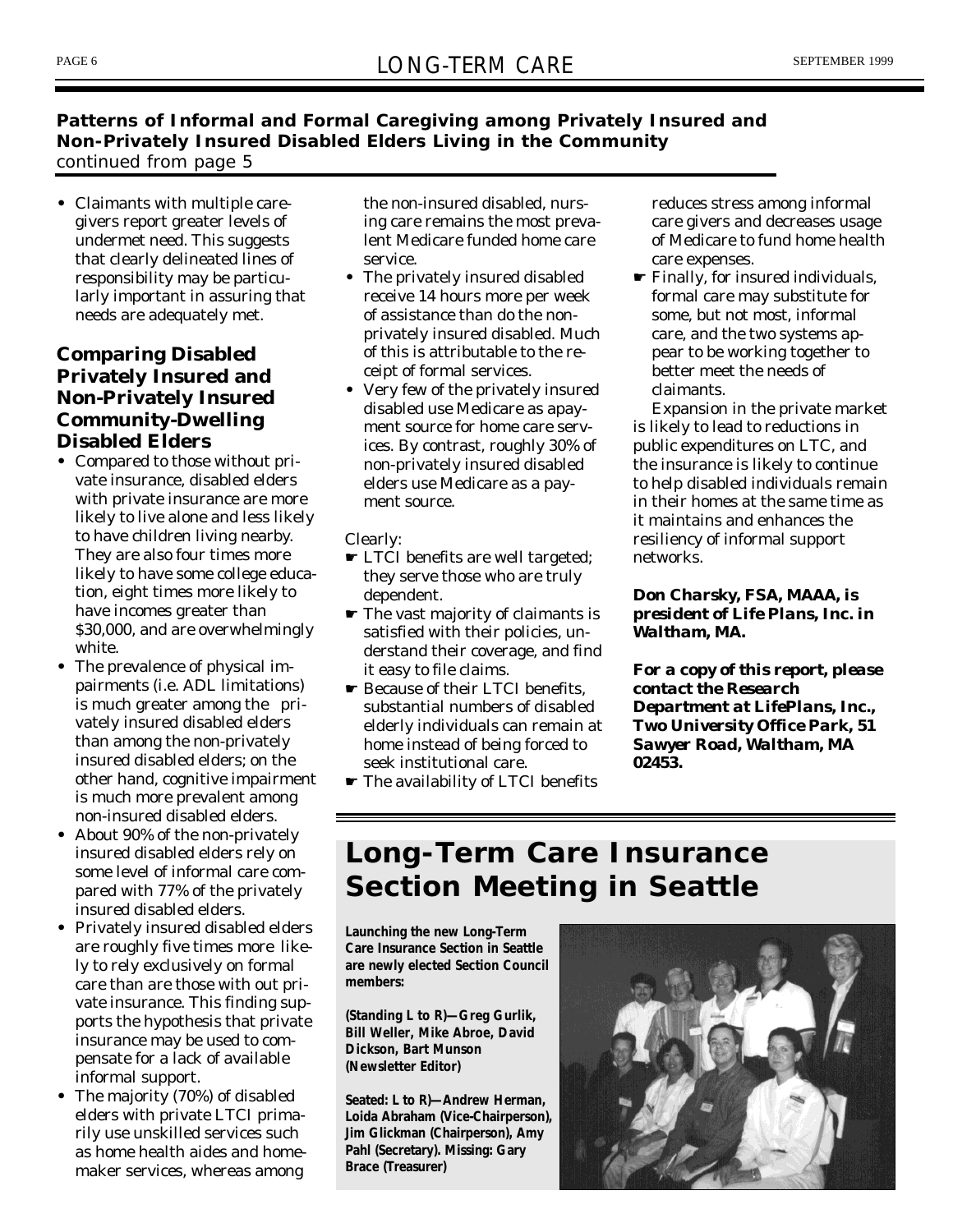**Patterns of Informal and Formal Caregiving among Privately Insured and Non-Privately Insured Disabled Elders Living in the Community**
*continued from page 5*

- Claimants with multiple caregivers report greater levels of undermet need. This suggests that clearly delineated lines of responsibility may be particularly important in assuring that needs are adequately met.

## Comparing Disabled Privately Insured and Non-Privately Insured Community-Dwelling Disabled Elders

- Compared to those without private insurance, disabled elders with private insurance are more likely to live alone and less likely to have children living nearby. They are also four times more likely to have some college education, eight times more likely to have incomes greater than $30,000, and are overwhelmingly white.
- The prevalence of physical impairments (i.e. ADL limitations) is much greater among the privately insured disabled elders than among the non-privately insured disabled elders; on the other hand, cognitive impairment is much more prevalent among non-insured disabled elders.
- About 90% of the non-privately insured disabled elders rely on some level of informal care compared with 77% of the privately insured disabled elders.
- Privately insured disabled elders are roughly five times more likely to rely exclusively on formal care than are those with out private insurance. This finding supports the hypothesis that private insurance may be used to compensate for a lack of available informal support.
- The majority (70%) of disabled elders with private LTCI primarily use unskilled services such as home health aides and homemaker services, whereas among the non-insured disabled, nursing care remains the most prevalent Medicare funded home care service.
- The privately insured disabled receive 14 hours more per week of assistance than do the non-privately insured disabled. Much of this is attributable to the receipt of formal services.
- Very few of the privately insured disabled use Medicare as apayment source for home care services. By contrast, roughly 30% of non-privately insured disabled elders use Medicare as a payment source.

Clearly:

- ☛ LTCI benefits are well targeted; they serve those who are truly dependent.
- ☛ The vast majority of claimants is satisfied with their policies, understand their coverage, and find it easy to file claims.
- ☛ Because of their LTCI benefits, substantial numbers of disabled elderly individuals can remain at home instead of being forced to seek institutional care.
- ☛ The availability of LTCI benefits reduces stress among informal care givers and decreases usage of Medicare to fund home health care expenses.
- ☛ Finally, for insured individuals, formal care may substitute for some, but not most, informal care, and the two systems appear to be working together to better meet the needs of claimants.

Expansion in the private market is likely to lead to reductions in public expenditures on LTC, and the insurance is likely to continue to help disabled individuals remain in their homes at the same time as it maintains and enhances the resiliency of informal support networks.

***Don Charsky, FSA, MAAA, is president of Life Plans, Inc. in Waltham, MA.***

***For a copy of this report, please contact the Research Department at LifePlans, Inc., Two University Office Park, 51 Sawyer Road, Waltham, MA 02453.***

# Long-Term Care Insurance Section Meeting in Seattle

**Launching the new Long-Term Care Insurance Section in Seattle are newly elected Section Council members:**

**(Standing L to R)—Greg Gurlik, Bill Weller, Mike Abroe, David Dickson, Bart Munson (Newsletter Editor)**

**Seated: L to R)—Andrew Herman, Loida Abraham (Vice-Chairperson), Jim Glickman (Chairperson), Amy Pahl (Secretary). Missing: Gary Brace (Treasurer)**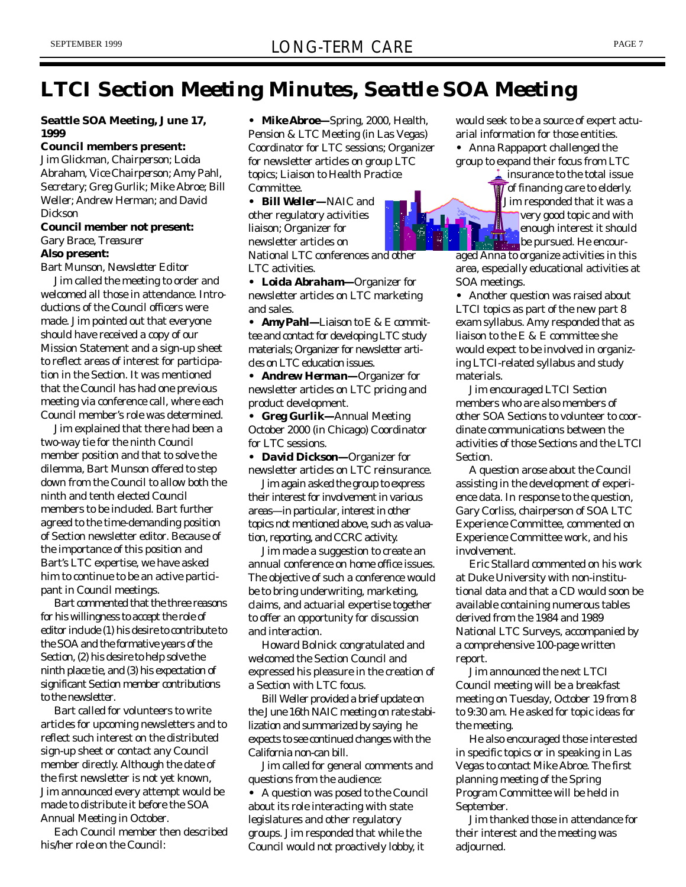# LTCI Section Meeting Minutes, Seattle SOA Meeting

**Seattle SOA Meeting, June 17, 1999**

**Council members present:**
Jim Glickman, *Chairperson*; Loida Abraham, *Vice Chairperson*; Amy Pahl, *Secretary*; Greg Gurlik; Mike Abroe; Bill Weller; Andrew Herman; and David Dickson

**Council member not present:**
Gary Brace, *Treasurer*

**Also present:**
Bart Munson, *Newsletter Editor*

Jim called the meeting to order and welcomed all those in attendance. Introductions of the Council officers were made. Jim pointed out that everyone should have received a copy of our Mission Statement and a sign-up sheet to reflect areas of interest for participation in the Section. It was mentioned that the Council has had one previous meeting via conference call, where each Council member's role was determined.

Jim explained that there had been a two-way tie for the ninth Council member position and that to solve the dilemma, Bart Munson offered to step down from the Council to allow both the ninth and tenth elected Council members to be included. Bart further agreed to the time-demanding position of Section newsletter editor. Because of the importance of this position and Bart's LTC expertise, we have asked him to continue to be an active participant in Council meetings.

Bart commented that the three reasons for his willingness to accept the role of editor include (1) his desire to contribute to the SOA and the formative years of the Section, (2) his desire to help solve the ninth place tie, and (3) his expectation of significant Section member contributions to the newsletter.

Bart called for volunteers to write articles for upcoming newsletters and to reflect such interest on the distributed sign-up sheet or contact any Council member directly. Although the date of the first newsletter is not yet known, Jim announced every attempt would be made to distribute it before the SOA Annual Meeting in October.

Each Council member then described his/her role on the Council:

- **Mike Abroe—**Spring, 2000, Health, Pension & LTC Meeting (in Las Vegas) Coordinator for LTC sessions; Organizer for newsletter articles on group LTC topics; Liaison to Health Practice Committee.
- **Bill Weller—**NAIC and other regulatory activities liaison; Organizer for newsletter articles on National LTC conferences and other LTC activities.
- **Loida Abraham—**Organizer for newsletter articles on LTC marketing and sales.
- **Amy Pahl—**Liaison to E & E committee and contact for developing LTC study materials; Organizer for newsletter articles on LTC education issues.
- **Andrew Herman—**Organizer for newsletter articles on LTC pricing and product development.
- **Greg Gurlik—**Annual Meeting October 2000 (in Chicago) Coordinator for LTC sessions.
- **David Dickson—**Organizer for newsletter articles on LTC reinsurance.

Jim again asked the group to express their interest for involvement in various areas—in particular, interest in other topics not mentioned above, such as valuation, reporting, and CCRC activity.

Jim made a suggestion to create an annual conference on home office issues. The objective of such a conference would be to bring underwriting, marketing, claims, and actuarial expertise together to offer an opportunity for discussion and interaction.

Howard Bolnick congratulated and welcomed the Section Council and expressed his pleasure in the creation of a Section with LTC focus.

Bill Weller provided a brief update on the June 16th NAIC meeting on rate stabilization and summarized by saying he expects to see continued changes with the California non-can bill.

Jim called for general comments and questions from the audience:

- A question was posed to the Council about its role interacting with state legislatures and other regulatory groups. Jim responded that while the Council would not proactively lobby, it would seek to be a source of expert actuarial information for those entities.
- Anna Rappaport challenged the group to expand their focus from LTC insurance to the total issue of financing care to elderly. Jim responded that it was a very good topic and with enough interest it should be pursued. He encouraged Anna to organize activities in this area, especially educational activities at SOA meetings.
- Another question was raised about LTCI topics as part of the new part 8 exam syllabus. Amy responded that as liaison to the E & E committee she would expect to be involved in organizing LTCI-related syllabus and study materials.

Jim encouraged LTCI Section members who are also members of other SOA Sections to volunteer to coordinate communications between the activities of those Sections and the LTCI Section.

A question arose about the Council assisting in the development of experience data. In response to the question, Gary Corliss, chairperson of SOA LTC Experience Committee, commented on Experience Committee work, and his involvement.

Eric Stallard commented on his work at Duke University with non-institutional data and that a CD would soon be available containing numerous tables derived from the 1984 and 1989 National LTC Surveys, accompanied by a comprehensive 100-page written report.

Jim announced the next LTCI Council meeting will be a breakfast meeting on Tuesday, October 19 from 8 to 9:30 am. He asked for topic ideas for the meeting.

He also encouraged those interested in specific topics or in speaking in Las Vegas to contact Mike Abroe. The first planning meeting of the Spring Program Committee will be held in September.

Jim thanked those in attendance for their interest and the meeting was adjourned.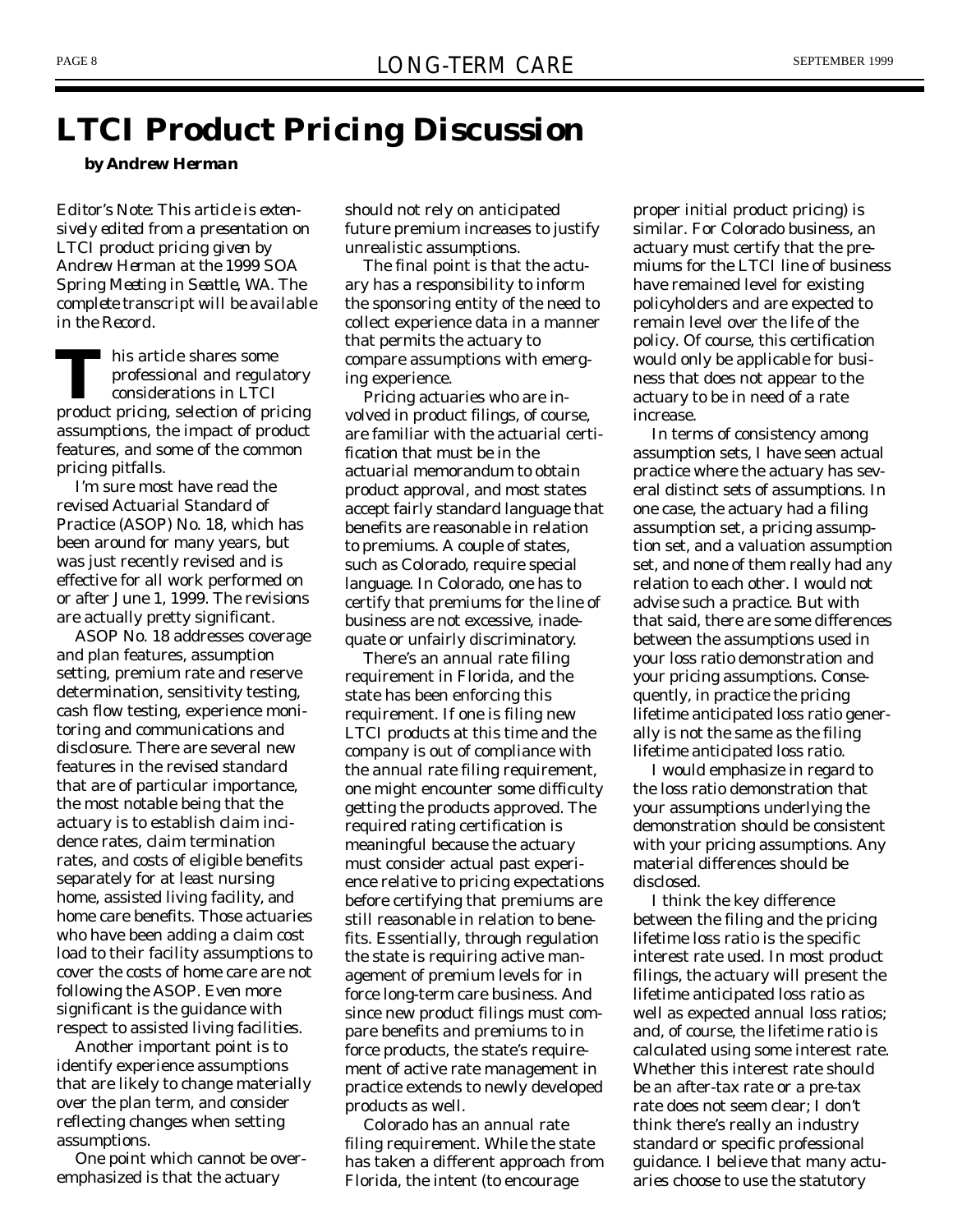# LTCI Product Pricing Discussion

**by Andrew Herman**

*Editor's Note: This article is extensively edited from a presentation on LTCI product pricing given by Andrew Herman at the 1999 SOA Spring Meeting in Seattle, WA. The complete transcript will be available in the Record.*

This article shares some professional and regulatory considerations in LTCI product pricing, selection of pricing assumptions, the impact of product features, and some of the common pricing pitfalls.

I'm sure most have read the revised Actuarial Standard of Practice (ASOP) No. 18, which has been around for many years, but was just recently revised and is effective for all work performed on or after June 1, 1999. The revisions are actually pretty significant.

ASOP No. 18 addresses coverage and plan features, assumption setting, premium rate and reserve determination, sensitivity testing, cash flow testing, experience monitoring and communications and disclosure. There are several new features in the revised standard that are of particular importance, the most notable being that the actuary is to establish claim incidence rates, claim termination rates, and costs of eligible benefits separately for at least nursing home, assisted living facility, and home care benefits. Those actuaries who have been adding a claim cost load to their facility assumptions to cover the costs of home care are not following the ASOP. Even more significant is the guidance with respect to assisted living facilities.

Another important point is to identify experience assumptions that are likely to change materially over the plan term, and consider reflecting changes when setting assumptions.

One point which cannot be overemphasized is that the actuary should not rely on anticipated future premium increases to justify unrealistic assumptions.

The final point is that the actuary has a responsibility to inform the sponsoring entity of the need to collect experience data in a manner that permits the actuary to compare assumptions with emerging experience.

Pricing actuaries who are involved in product filings, of course, are familiar with the actuarial certification that must be in the actuarial memorandum to obtain product approval, and most states accept fairly standard language that benefits are reasonable in relation to premiums. A couple of states, such as Colorado, require special language. In Colorado, one has to certify that premiums for the line of business are not excessive, inadequate or unfairly discriminatory.

There's an annual rate filing requirement in Florida, and the state has been enforcing this requirement. If one is filing new LTCI products at this time and the company is out of compliance with the annual rate filing requirement, one might encounter some difficulty getting the products approved. The required rating certification is meaningful because the actuary must consider actual past experience relative to pricing expectations before certifying that premiums are still reasonable in relation to benefits. Essentially, through regulation the state is requiring active management of premium levels for in force long-term care business. And since new product filings must compare benefits and premiums to in force products, the state's requirement of active rate management in practice extends to newly developed products as well.

Colorado has an annual rate filing requirement. While the state has taken a different approach from Florida, the intent (to encourage proper initial product pricing) is similar. For Colorado business, an actuary must certify that the premiums for the LTCI line of business have remained level for existing policyholders and are expected to remain level over the life of the policy. Of course, this certification would only be applicable for business that does not appear to the actuary to be in need of a rate increase.

In terms of consistency among assumption sets, I have seen actual practice where the actuary has several distinct sets of assumptions. In one case, the actuary had a filing assumption set, a pricing assumption set, and a valuation assumption set, and none of them really had any relation to each other. I would not advise such a practice. But with that said, there are some differences between the assumptions used in your loss ratio demonstration and your pricing assumptions. Consequently, in practice the pricing lifetime anticipated loss ratio generally is not the same as the filing lifetime anticipated loss ratio.

I would emphasize in regard to the loss ratio demonstration that your assumptions underlying the demonstration should be consistent with your pricing assumptions. Any material differences should be disclosed.

I think the key difference between the filing and the pricing lifetime loss ratio is the specific interest rate used. In most product filings, the actuary will present the lifetime anticipated loss ratio as well as expected annual loss ratios; and, of course, the lifetime ratio is calculated using some interest rate. Whether this interest rate should be an after-tax rate or a pre-tax rate does not seem clear; I don't think there's really an industry standard or specific professional guidance. I believe that many actuaries choose to use the statutory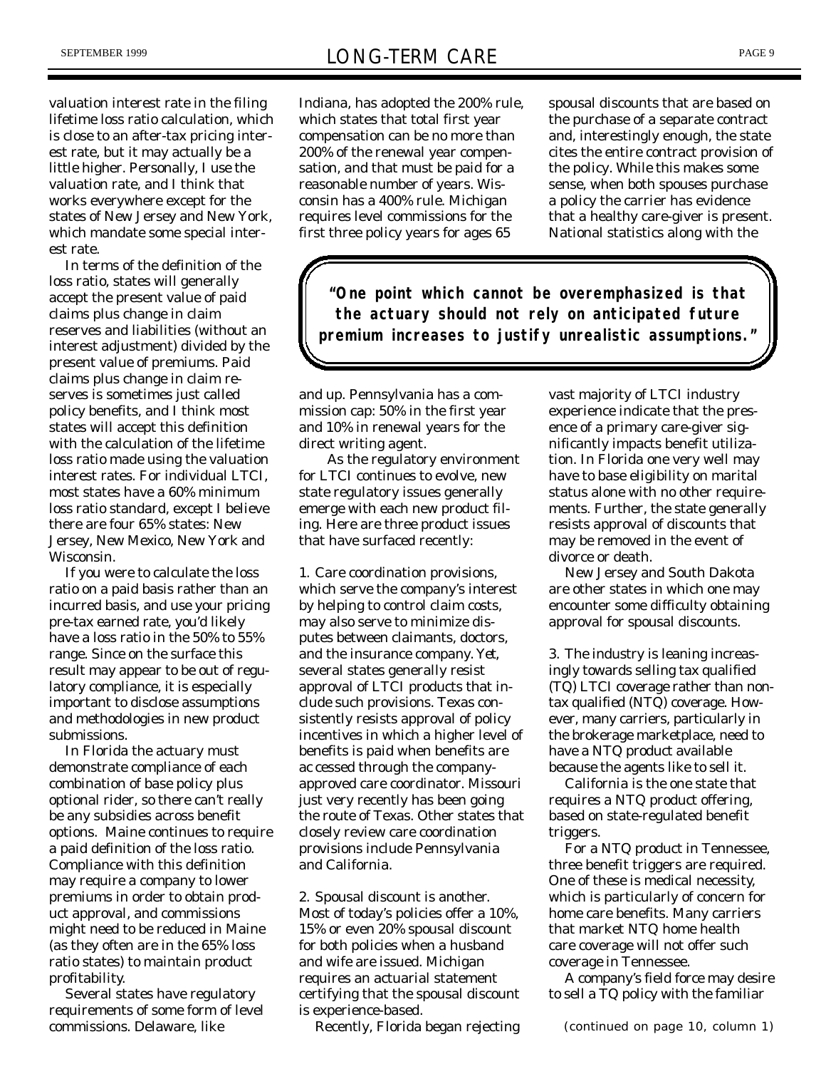valuation interest rate in the filing lifetime loss ratio calculation, which is close to an after-tax pricing interest rate, but it may actually be a little higher. Personally, I use the valuation rate, and I think that works everywhere except for the states of New Jersey and New York, which mandate some special interest rate.

In terms of the definition of the loss ratio, states will generally accept the present value of paid claims plus change in claim reserves and liabilities (without an interest adjustment) divided by the present value of premiums. Paid claims plus change in claim reserves is sometimes just called policy benefits, and I think most states will accept this definition with the calculation of the lifetime loss ratio made using the valuation interest rates. For individual LTCI, most states have a 60% minimum loss ratio standard, except I believe there are four 65% states: New Jersey, New Mexico, New York and Wisconsin.

If you were to calculate the loss ratio on a paid basis rather than an incurred basis, and use your pricing pre-tax earned rate, you'd likely have a loss ratio in the 50% to 55% range. Since on the surface this result may appear to be out of regulatory compliance, it is especially important to disclose assumptions and methodologies in new product submissions.

In Florida the actuary must demonstrate compliance of each combination of base policy plus optional rider, so there can't really be any subsidies across benefit options. Maine continues to require a paid definition of the loss ratio. Compliance with this definition may require a company to lower premiums in order to obtain product approval, and commissions might need to be reduced in Maine (as they often are in the 65% loss ratio states) to maintain product profitability.

Several states have regulatory requirements of some form of level commissions. Delaware, like Indiana, has adopted the 200% rule, which states that total first year compensation can be no more than 200% of the renewal year compensation, and that must be paid for a reasonable number of years. Wisconsin has a 400% rule. Michigan requires level commissions for the first three policy years for ages 65 and up. Pennsylvania has a commission cap: 50% in the first year and 10% in renewal years for the direct writing agent.

> **"One point which cannot be overemphasized is that the actuary should not rely on anticipated future premium increases to justify unrealistic assumptions."**

As the regulatory environment for LTCI continues to evolve, new state regulatory issues generally emerge with each new product filing. Here are three product issues that have surfaced recently:

1. Care coordination provisions, which serve the company's interest by helping to control claim costs, may also serve to minimize disputes between claimants, doctors, and the insurance company. Yet, several states generally resist approval of LTCI products that include such provisions. Texas consistently resists approval of policy incentives in which a higher level of benefits is paid when benefits are accessed through the company-approved care coordinator. Missouri just very recently has been going the route of Texas. Other states that closely review care coordination provisions include Pennsylvania and California.

2. Spousal discount is another. Most of today's policies offer a 10%, 15% or even 20% spousal discount for both policies when a husband and wife are issued. Michigan requires an actuarial statement certifying that the spousal discount is experience-based.

Recently, Florida began rejecting spousal discounts that are based on the purchase of a separate contract and, interestingly enough, the state cites the entire contract provision of the policy. While this makes some sense, when both spouses purchase a policy the carrier has evidence that a healthy care-giver is present. National statistics along with the vast majority of LTCI industry experience indicate that the presence of a primary care-giver significantly impacts benefit utilization. In Florida one very well may have to base eligibility on marital status alone with no other requirements. Further, the state generally resists approval of discounts that may be removed in the event of divorce or death.

New Jersey and South Dakota are other states in which one may encounter some difficulty obtaining approval for spousal discounts.

3. The industry is leaning increasingly towards selling tax qualified (TQ) LTCI coverage rather than non-tax qualified (NTQ) coverage. However, many carriers, particularly in the brokerage marketplace, need to have a NTQ product available because the agents like to sell it.

California is the one state that requires a NTQ product offering, based on state-regulated benefit triggers.

For a NTQ product in Tennessee, three benefit triggers are required. One of these is medical necessity, which is particularly of concern for home care benefits. Many carriers that market NTQ home health care coverage will not offer such coverage in Tennessee.

A company's field force may desire to sell a TQ policy with the familiar

*(continued on page 10, column 1)*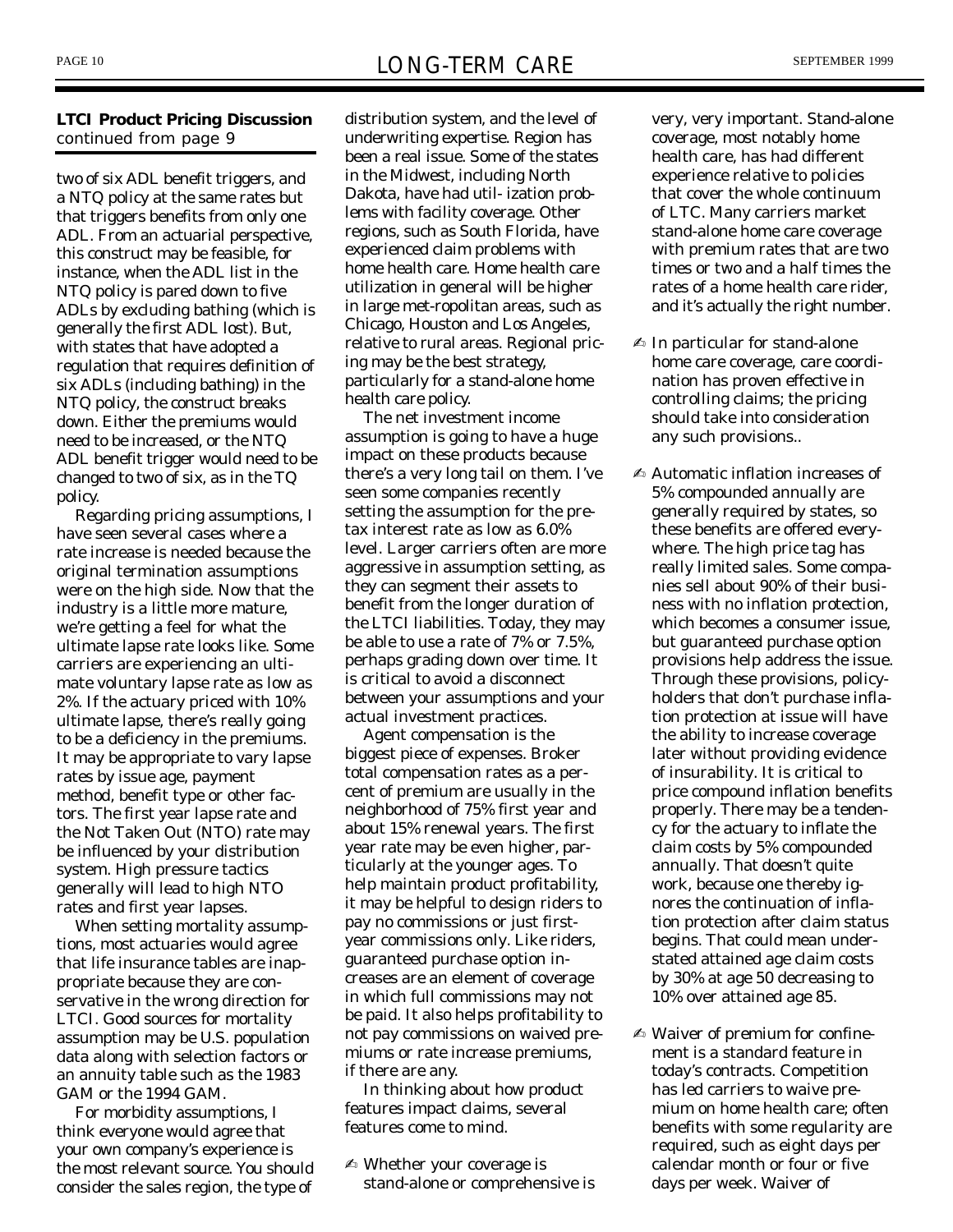**LTCI Product Pricing Discussion**
*continued from page 9*

two of six ADL benefit triggers, and a NTQ policy at the same rates but that triggers benefits from only one ADL. From an actuarial perspective, this construct may be feasible, for instance, when the ADL list in the NTQ policy is pared down to five ADLs by excluding bathing (which is generally the first ADL lost). But, with states that have adopted a regulation that requires definition of six ADLs (including bathing) in the NTQ policy, the construct breaks down. Either the premiums would need to be increased, or the NTQ ADL benefit trigger would need to be changed to two of six, as in the TQ policy.

Regarding pricing assumptions, I have seen several cases where a rate increase is needed because the original termination assumptions were on the high side. Now that the industry is a little more mature, we're getting a feel for what the ultimate lapse rate looks like. Some carriers are experiencing an ultimate voluntary lapse rate as low as 2%. If the actuary priced with 10% ultimate lapse, there's really going to be a deficiency in the premiums. It may be appropriate to vary lapse rates by issue age, payment method, benefit type or other factors. The first year lapse rate and the Not Taken Out (NTO) rate may be influenced by your distribution system. High pressure tactics generally will lead to high NTO rates and first year lapses.

When setting mortality assumptions, most actuaries would agree that life insurance tables are inappropriate because they are conservative in the wrong direction for LTCI. Good sources for mortality assumption may be U.S. population data along with selection factors or an annuity table such as the 1983 GAM or the 1994 GAM.

For morbidity assumptions, I think everyone would agree that your own company's experience is the most relevant source. You should consider the sales region, the type of distribution system, and the level of underwriting expertise. Region has been a real issue. Some of the states in the Midwest, including North Dakota, have had utilization problems with facility coverage. Other regions, such as South Florida, have experienced claim problems with home health care. Home health care utilization in general will be higher in large metropolitan areas, such as Chicago, Houston and Los Angeles, relative to rural areas. Regional pricing may be the best strategy, particularly for a stand-alone home health care policy.

The net investment income assumption is going to have a huge impact on these products because there's a very long tail on them. I've seen some companies recently setting the assumption for the pre-tax interest rate as low as 6.0% level. Larger carriers often are more aggressive in assumption setting, as they can segment their assets to benefit from the longer duration of the LTCI liabilities. Today, they may be able to use a rate of 7% or 7.5%, perhaps grading down over time. It is critical to avoid a disconnect between your assumptions and your actual investment practices.

Agent compensation is the biggest piece of expenses. Broker total compensation rates as a percent of premium are usually in the neighborhood of 75% first year and about 15% renewal years. The first year rate may be even higher, particularly at the younger ages. To help maintain product profitability, it may be helpful to design riders to pay no commissions or just first-year commissions only. Like riders, guaranteed purchase option increases are an element of coverage in which full commissions may not be paid. It also helps profitability to not pay commissions on waived premiums or rate increase premiums, if there are any.

In thinking about how product features impact claims, several features come to mind.

- Whether your coverage is stand-alone or comprehensive is very, very important. Stand-alone coverage, most notably home health care, has had different experience relative to policies that cover the whole continuum of LTC. Many carriers market stand-alone home care coverage with premium rates that are two times or two and a half times the rates of a home health care rider, and it's actually the right number.

- In particular for stand-alone home care coverage, care coordination has proven effective in controlling claims; the pricing should take into consideration any such provisions..

- Automatic inflation increases of 5% compounded annually are generally required by states, so these benefits are offered everywhere. The high price tag has really limited sales. Some companies sell about 90% of their business with no inflation protection, which becomes a consumer issue, but guaranteed purchase option provisions help address the issue. Through these provisions, policyholders that don't purchase inflation protection at issue will have the ability to increase coverage later without providing evidence of insurability. It is critical to price compound inflation benefits properly. There may be a tendency for the actuary to inflate the claim costs by 5% compounded annually. That doesn't quite work, because one thereby ignores the continuation of inflation protection after claim status begins. That could mean understated attained age claim costs by 30% at age 50 decreasing to 10% over attained age 85.

- Waiver of premium for confinement is a standard feature in today's contracts. Competition has led carriers to waive premium on home health care; often benefits with some regularity are required, such as eight days per calendar month or four or five days per week. Waiver of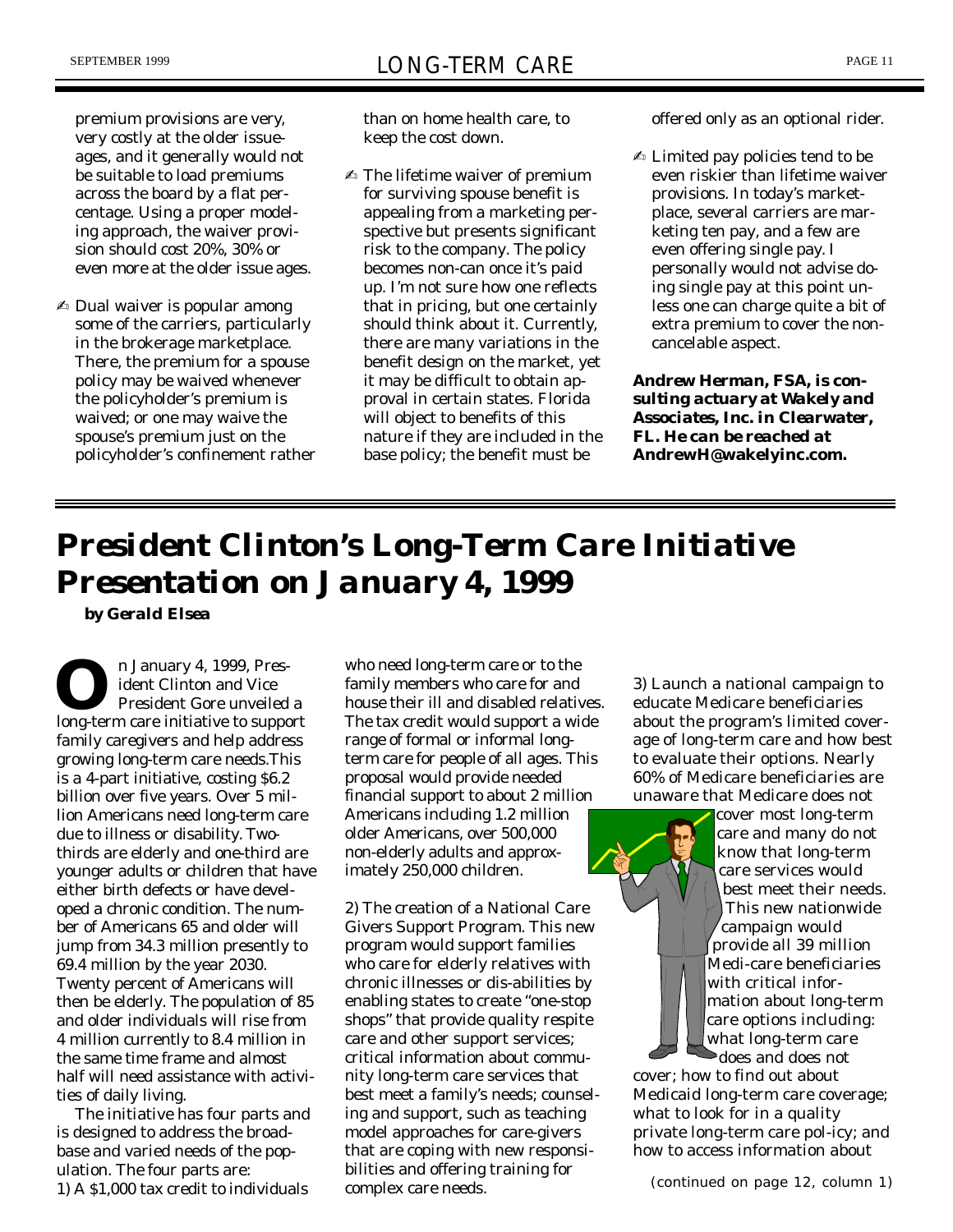premium provisions are very, very costly at the older issue-ages, and it generally would not be suitable to load premiums across the board by a flat percentage. Using a proper modeling approach, the waiver provision should cost 20%, 30% or even more at the older issue ages.

✍ Dual waiver is popular among some of the carriers, particularly in the brokerage marketplace. There, the premium for a spouse policy may be waived whenever the policyholder's premium is waived; or one may waive the spouse's premium just on the policyholder's confinement rather than on home health care, to keep the cost down.

✍ The lifetime waiver of premium for surviving spouse benefit is appealing from a marketing perspective but presents significant risk to the company. The policy becomes non-can once it's paid up. I'm not sure how one reflects that in pricing, but one certainly should think about it. Currently, there are many variations in the benefit design on the market, yet it may be difficult to obtain approval in certain states. Florida will object to benefits of this nature if they are included in the base policy; the benefit must be offered only as an optional rider.

✍ Limited pay policies tend to be even riskier than lifetime waiver provisions. In today's marketplace, several carriers are marketing ten pay, and a few are even offering single pay. I personally would not advise doing single pay at this point unless one can charge quite a bit of extra premium to cover the noncancelable aspect.

***Andrew Herman, FSA, is consulting actuary at Wakely and Associates, Inc. in Clearwater, FL. He can be reached at AndrewH@wakelyinc.com.***

# President Clinton's Long-Term Care Initiative Presentation on January 4, 1999

**by Gerald Elsea**

On January 4, 1999, President Clinton and Vice President Gore unveiled a long-term care initiative to support family caregivers and help address growing long-term care needs.This is a 4-part initiative, costing $6.2 billion over five years. Over 5 million Americans need long-term care due to illness or disability. Two-thirds are elderly and one-third are younger adults or children that have either birth defects or have developed a chronic condition. The number of Americans 65 and older will jump from 34.3 million presently to 69.4 million by the year 2030. Twenty percent of Americans will then be elderly. The population of 85 and older individuals will rise from 4 million currently to 8.4 million in the same time frame and almost half will need assistance with activities of daily living.

The initiative has four parts and is designed to address the broad-base and varied needs of the population. The four parts are:

1) A $1,000 tax credit to individuals who need long-term care or to the family members who care for and house their ill and disabled relatives. The tax credit would support a wide range of formal or informal long-term care for people of all ages. This proposal would provide needed financial support to about 2 million Americans including 1.2 million older Americans, over 500,000 non-elderly adults and approximately 250,000 children.

2) The creation of a National Care Givers Support Program. This new program would support families who care for elderly relatives with chronic illnesses or disabilities by enabling states to create "one-stop shops" that provide quality respite care and other support services; critical information about community long-term care services that best meet a family's needs; counseling and support, such as teaching model approaches for care-givers that are coping with new responsibilities and offering training for complex care needs.

3) Launch a national campaign to educate Medicare beneficiaries about the program's limited coverage of long-term care and how best to evaluate their options. Nearly 60% of Medicare beneficiaries are unaware that Medicare does not cover most long-term care and many do not know that long-term care services would best meet their needs. This new nationwide campaign would provide all 39 million Medi-care beneficiaries with critical information about long-term care options including: what long-term care does and does not cover; how to find out about Medicaid long-term care coverage; what to look for in a quality private long-term care pol-icy; and how to access information about

*(continued on page 12, column 1)*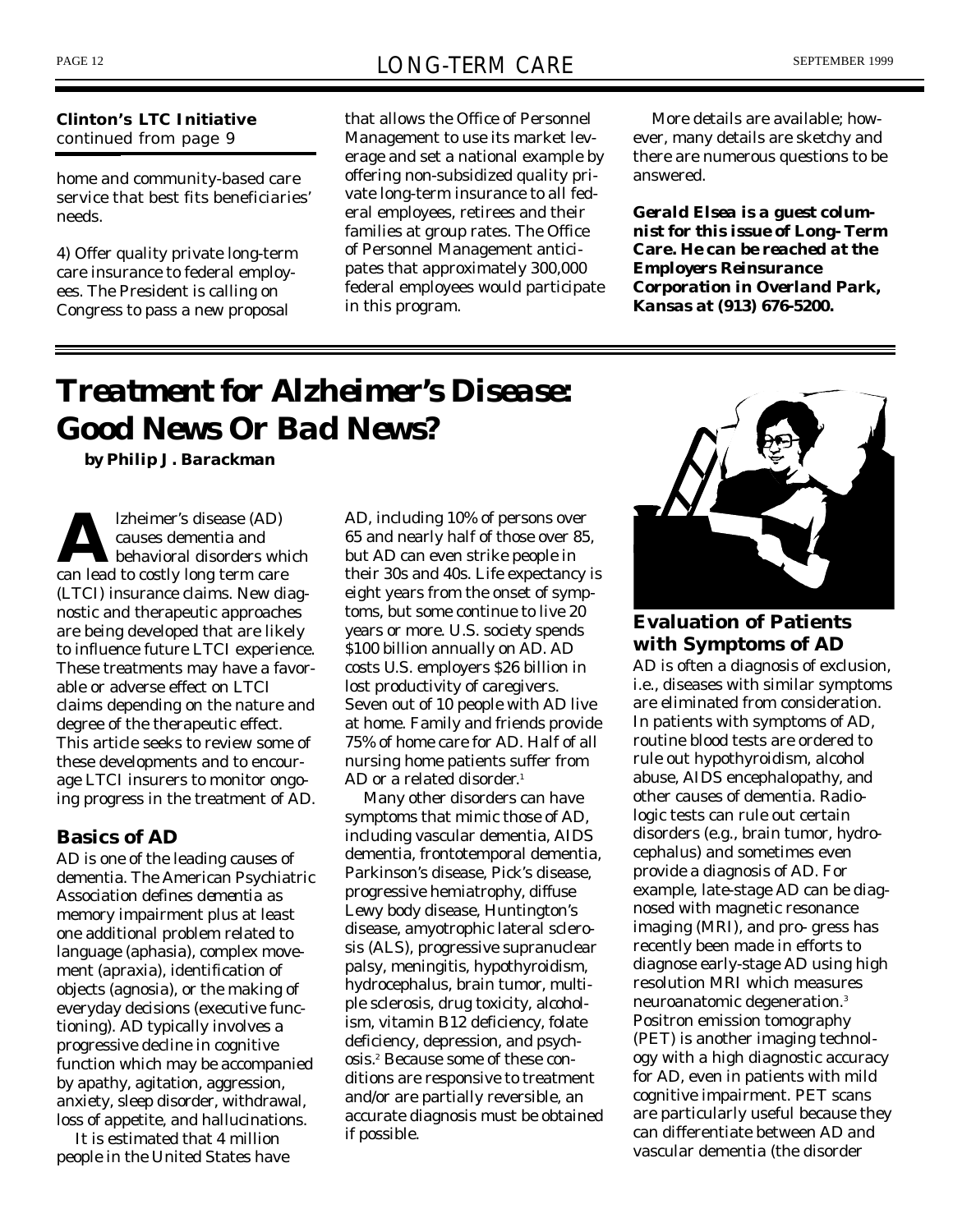**Clinton's LTC Initiative**
*continued from page 9*

home and community-based care service that best fits beneficiaries' needs.

4) Offer quality private long-term care insurance to federal employees. The President is calling on Congress to pass a new proposal that allows the Office of Personnel Management to use its market leverage and set a national example by offering non-subsidized quality private long-term insurance to all federal employees, retirees and their families at group rates. The Office of Personnel Management anticipates that approximately 300,000 federal employees would participate in this program.

More details are available; however, many details are sketchy and there are numerous questions to be answered.

***Gerald Elsea is a guest columnist for this issue of Long-Term Care. He can be reached at the Employers Reinsurance Corporation in Overland Park, Kansas at (913) 676-5200.***

# *Treatment for Alzheimer's Disease: Good News Or Bad News?*

***by Philip J. Barackman***

Alzheimer's disease (AD) causes dementia and behavioral disorders which can lead to costly long term care (LTCI) insurance claims. New diagnostic and therapeutic approaches are being developed that are likely to influence future LTCI experience. These treatments may have a favorable or adverse effect on LTCI claims depending on the nature and degree of the therapeutic effect. This article seeks to review some of these developments and to encourage LTCI insurers to monitor ongoing progress in the treatment of AD.

## Basics of AD

AD is one of the leading causes of dementia. The American Psychiatric Association defines *dementia* as memory impairment plus at least one additional problem related to language (aphasia), complex movement (apraxia), identification of objects (agnosia), or the making of everyday decisions (executive functioning). AD typically involves a progressive decline in cognitive function which may be accompanied by apathy, agitation, aggression, anxiety, sleep disorder, withdrawal, loss of appetite, and hallucinations.

It is estimated that 4 million people in the United States have AD, including 10% of persons over 65 and nearly half of those over 85, but AD can even strike people in their 30s and 40s. Life expectancy is eight years from the onset of symptoms, but some continue to live 20 years or more. U.S. society spends $100 billion annually on AD. AD costs U.S. employers $26 billion in lost productivity of caregivers. Seven out of 10 people with AD live at home. Family and friends provide 75% of home care for AD. Half of all nursing home patients suffer from AD or a related disorder.[1]

Many other disorders can have symptoms that mimic those of AD, including vascular dementia, AIDS dementia, frontotemporal dementia, Parkinson's disease, Pick's disease, progressive hemiatrophy, diffuse Lewy body disease, Huntington's disease, amyotrophic lateral sclerosis (ALS), progressive supranuclear palsy, meningitis, hypothyroidism, hydrocephalus, brain tumor, multiple sclerosis, drug toxicity, alcoholism, vitamin B12 deficiency, folate deficiency, depression, and psychosis.[2] Because some of these conditions are responsive to treatment and/or are partially reversible, an accurate diagnosis must be obtained if possible.

## Evaluation of Patients with Symptoms of AD

AD is often a diagnosis of exclusion, i.e., diseases with similar symptoms are eliminated from consideration. In patients with symptoms of AD, routine blood tests are ordered to rule out hypothyroidism, alcohol abuse, AIDS encephalopathy, and other causes of dementia. Radiologic tests can rule out certain disorders (e.g., brain tumor, hydrocephalus) and sometimes even provide a diagnosis of AD. For example, late-stage AD can be diagnosed with magnetic resonance imaging (MRI), and pro- gress has recently been made in efforts to diagnose early-stage AD using high resolution MRI which measures neuroanatomic degeneration.[3] Positron emission tomography (PET) is another imaging technology with a high diagnostic accuracy for AD, even in patients with mild cognitive impairment. PET scans are particularly useful because they can differentiate between AD and vascular dementia (the disorder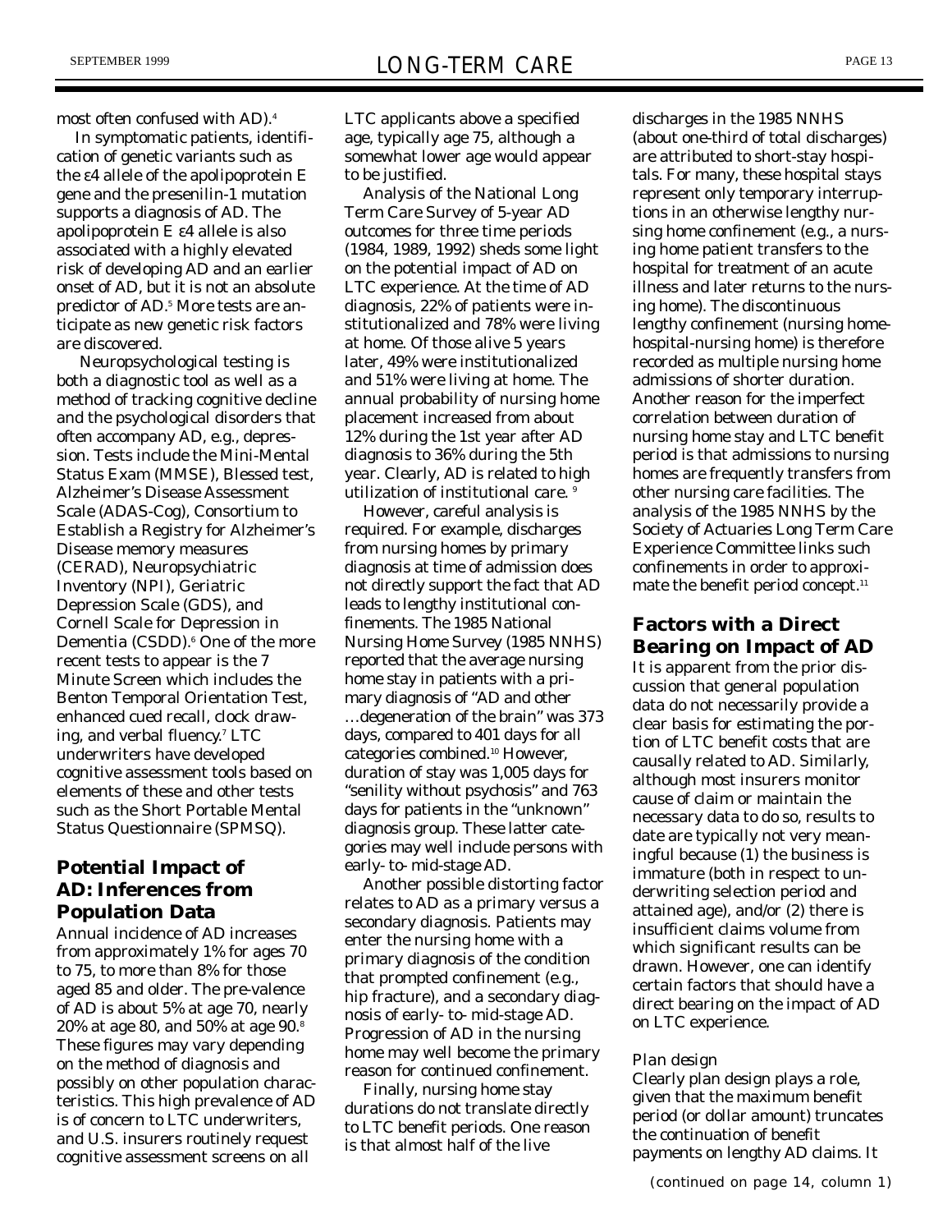most often confused with AD).[4]

In symptomatic patients, identification of genetic variants such as the ε4 allele of the apolipoprotein E gene and the presenilin-1 mutation supports a diagnosis of AD. The apolipoprotein E ε4 allele is also associated with a highly elevated risk of developing AD and an earlier onset of AD, but it is not an absolute predictor of AD.[5] More tests are anticipate as new genetic risk factors are discovered.

Neuropsychological testing is both a diagnostic tool as well as a method of tracking cognitive decline and the psychological disorders that often accompany AD, e.g., depression. Tests include the Mini-Mental Status Exam (MMSE), Blessed test, Alzheimer's Disease Assessment Scale (ADAS-Cog), Consortium to Establish a Registry for Alzheimer's Disease memory measures (CERAD), Neuropsychiatric Inventory (NPI), Geriatric Depression Scale (GDS), and Cornell Scale for Depression in Dementia (CSDD).[6] One of the more recent tests to appear is the 7 Minute Screen which includes the Benton Temporal Orientation Test, enhanced cued recall, clock drawing, and verbal fluency.[7] LTC underwriters have developed cognitive assessment tools based on elements of these and other tests such as the Short Portable Mental Status Questionnaire (SPMSQ).

## Potential Impact of AD: Inferences from Population Data

Annual incidence of AD increases from approximately 1% for ages 70 to 75, to more than 8% for those aged 85 and older. The pre-valence of AD is about 5% at age 70, nearly 20% at age 80, and 50% at age 90.[8] These figures may vary depending on the method of diagnosis and possibly on other population characteristics. This high prevalence of AD is of concern to LTC underwriters, and U.S. insurers routinely request cognitive assessment screens on all LTC applicants above a specified age, typically age 75, although a somewhat lower age would appear to be justified.

Analysis of the National Long Term Care Survey of 5-year AD outcomes for three time periods (1984, 1989, 1992) sheds some light on the potential impact of AD on LTC experience. At the time of AD diagnosis, 22% of patients were institutionalized and 78% were living at home. Of those alive 5 years later, 49% were institutionalized and 51% were living at home. The annual probability of nursing home placement increased from about 12% during the 1st year after AD diagnosis to 36% during the 5th year. Clearly, AD is related to high utilization of institutional care.[9]

However, careful analysis is required. For example, discharges from nursing homes by primary diagnosis at time of admission does not directly support the fact that AD leads to lengthy institutional confinements. The 1985 National Nursing Home Survey (1985 NNHS) reported that the average nursing home stay in patients with a primary diagnosis of "AD and other …degeneration of the brain" was 373 days, compared to 401 days for all categories combined.[10] However, duration of stay was 1,005 days for "senility without psychosis" and 763 days for patients in the "unknown" diagnosis group. These latter categories may well include persons with early- to- mid-stage AD.

Another possible distorting factor relates to AD as a primary versus a secondary diagnosis. Patients may enter the nursing home with a primary diagnosis of the condition that prompted confinement (e.g., hip fracture), and a secondary diagnosis of early- to- mid-stage AD. Progression of AD in the nursing home may well become the primary reason for continued confinement.

Finally, nursing home stay durations do not translate directly to LTC benefit periods. One reason is that almost half of the live discharges in the 1985 NNHS (about one-third of total discharges) are attributed to short-stay hospitals. For many, these hospital stays represent only temporary interruptions in an otherwise lengthy nursing home confinement (e.g., a nursing home patient transfers to the hospital for treatment of an acute illness and later returns to the nursing home). The discontinuous lengthy confinement (nursing home-hospital-nursing home) is therefore recorded as multiple nursing home admissions of shorter duration. Another reason for the imperfect correlation between duration of nursing home stay and LTC benefit period is that admissions to nursing homes are frequently transfers from other nursing care facilities. The analysis of the 1985 NNHS by the Society of Actuaries Long Term Care Experience Committee links such confinements in order to approximate the benefit period concept.[11]

## Factors with a Direct Bearing on Impact of AD

It is apparent from the prior discussion that general population data do not necessarily provide a clear basis for estimating the portion of LTC benefit costs that are causally related to AD. Similarly, although most insurers monitor cause of claim or maintain the necessary data to do so, results to date are typically not very meaningful because (1) the business is immature (both in respect to underwriting selection period and attained age), and/or (2) there is insufficient claims volume from which significant results can be drawn. However, one can identify certain factors that should have a direct bearing on the impact of AD on LTC experience.

### Plan design

Clearly plan design plays a role, given that the maximum benefit period (or dollar amount) truncates the continuation of benefit payments on lengthy AD claims. It

*(continued on page 14, column 1)*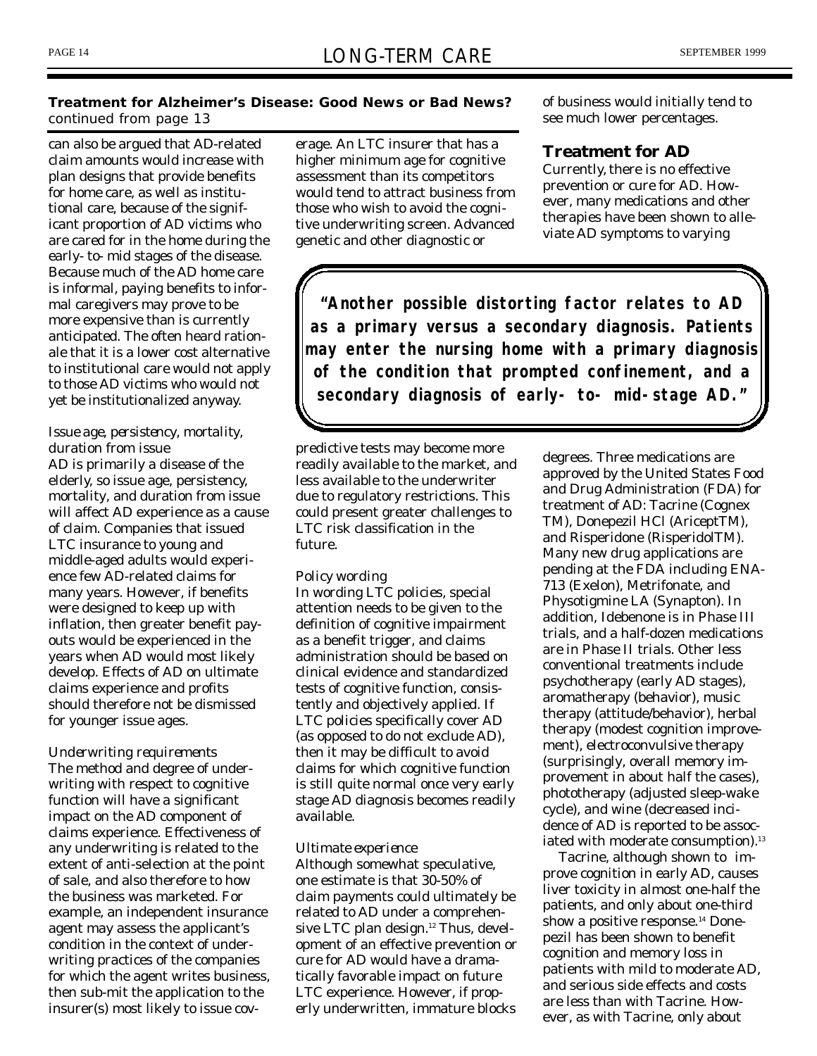**Treatment for Alzheimer's Disease: Good News or Bad News?**
*continued from page 13*

can also be argued that AD-related claim amounts would increase with plan designs that provide benefits for home care, as well as institutional care, because of the significant proportion of AD victims who are cared for in the home during the early- to- mid stages of the disease. Because much of the AD home care is informal, paying benefits to informal caregivers may prove to be more expensive than is currently anticipated. The often heard rationale that it is a lower cost alternative to institutional care would not apply to those AD victims who would not yet be institutionalized anyway.

*Issue age, persistency, mortality, duration from issue*

AD is primarily a disease of the elderly, so issue age, persistency, mortality, and duration from issue will affect AD experience as a cause of claim. Companies that issued LTC insurance to young and middle-aged adults would experience few AD-related claims for many years. However, if benefits were designed to keep up with inflation, then greater benefit payouts would be experienced in the years when AD would most likely develop. Effects of AD on ultimate claims experience and profits should therefore not be dismissed for younger issue ages.

*Underwriting requirements*

The method and degree of underwriting with respect to cognitive function will have a significant impact on the AD component of claims experience. Effectiveness of any underwriting is related to the extent of anti-selection at the point of sale, and also therefore to how the business was marketed. For example, an independent insurance agent may assess the applicant's condition in the context of underwriting practices of the companies for which the agent writes business, then sub-mit the application to the insurer(s) most likely to issue coverage. An LTC insurer that has a higher minimum age for cognitive assessment than its competitors would tend to attract business from those who wish to avoid the cognitive underwriting screen. Advanced genetic and other diagnostic or predictive tests may become more readily available to the market, and less available to the underwriter due to regulatory restrictions. This could present greater challenges to LTC risk classification in the future.

> **"Another possible distorting factor relates to AD as a primary versus a secondary diagnosis. Patients may enter the nursing home with a primary diagnosis of the condition that prompted confinement, and a secondary diagnosis of early- to- mid-stage AD."**

*Policy wording*

In wording LTC policies, special attention needs to be given to the definition of cognitive impairment as a benefit trigger, and claims administration should be based on clinical evidence and standardized tests of cognitive function, consistently and objectively applied. If LTC policies specifically cover AD (as opposed to do not exclude AD), then it may be difficult to avoid claims for which cognitive function is still quite normal once very early stage AD diagnosis becomes readily available.

*Ultimate experience*

Although somewhat speculative, one estimate is that 30-50% of claim payments could ultimately be related to AD under a comprehensive LTC plan design.[12] Thus, development of an effective prevention or cure for AD would have a dramatically favorable impact on future LTC experience. However, if properly underwritten, immature blocks of business would initially tend to see much lower percentages.

## Treatment for AD

Currently, there is no effective prevention or cure for AD. However, many medications and other therapies have been shown to alleviate AD symptoms to varying degrees. Three medications are approved by the United States Food and Drug Administration (FDA) for treatment of AD: Tacrine (Cognex TM), Donepezil HCl (AriceptTM), and Risperidone (RisperidolTM). Many new drug applications are pending at the FDA including ENA-713 (Exelon), Metrifonate, and Physotigmine LA (Synapton). In addition, Idebenone is in Phase III trials, and a half-dozen medications are in Phase II trials. Other less conventional treatments include psychotherapy (early AD stages), aromatherapy (behavior), music therapy (attitude/behavior), herbal therapy (modest cognition improvement), electroconvulsive therapy (surprisingly, overall memory improvement in about half the cases), phototherapy (adjusted sleep-wake cycle), and wine (decreased incidence of AD is reported to be associated with moderate consumption).[13]

Tacrine, although shown to improve cognition in early AD, causes liver toxicity in almost one-half the patients, and only about one-third show a positive response.[14] Donepezil has been shown to benefit cognition and memory loss in patients with mild to moderate AD, and serious side effects and costs are less than with Tacrine. However, as with Tacrine, only about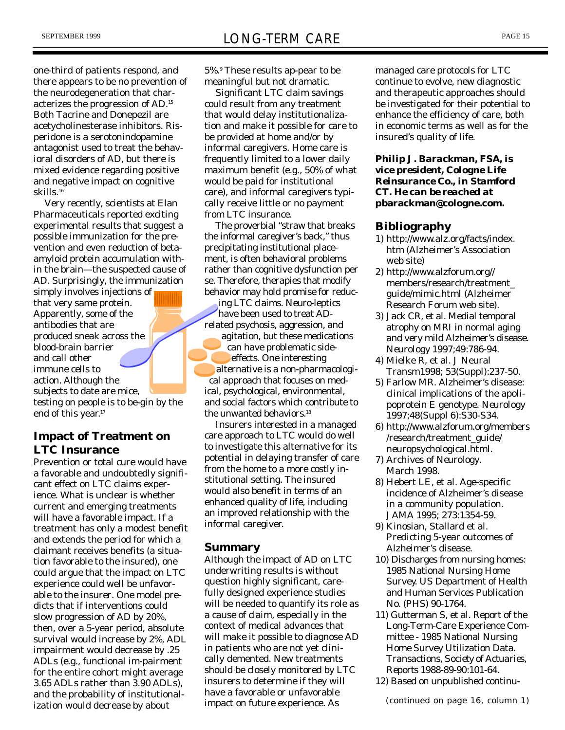one-third of patients respond, and there appears to be no prevention of the neurodegeneration that characterizes the progression of AD.[15] Both Tacrine and Donepezil are acetycholinesterase inhibitors. Risperidone is a serotonindopamine antagonist used to treat the behavioral disorders of AD, but there is mixed evidence regarding positive and negative impact on cognitive skills.[16]

Very recently, scientists at Elan Pharmaceuticals reported exciting experimental results that suggest a possible immunization for the prevention and even reduction of beta-amyloid protein accumulation within the brain—the suspected cause of AD. Surprisingly, the immunization simply involves injections of that very same protein. Apparently, some of the antibodies that are produced sneak across the blood-brain barrier and call other immune cells to action. Although the subjects to date are mice, testing on people is to be-gin by the end of this year.[17]

## Impact of Treatment on LTC Insurance

Prevention or total cure would have a favorable and undoubtedly significant effect on LTC claims experience. What is unclear is whether current and emerging treatments will have a favorable impact. If a treatment has only a modest benefit and extends the period for which a claimant receives benefits (a situation favorable to the insured), one could argue that the impact on LTC experience could well be unfavorable to the insurer. One model predicts that if interventions could slow progression of AD by 20%, then, over a 5-year period, absolute survival would increase by 2%, ADL impairment would decrease by .25 ADLs (e.g., functional im-pairment for the entire cohort might average 3.65 ADLs rather than 3.90 ADLs), and the probability of institutionalization would decrease by about 5%.[9] These results ap-pear to be meaningful but not dramatic.

Significant LTC claim savings could result from any treatment that would delay institutionalization and make it possible for care to be provided at home and/or by informal caregivers. Home care is frequently limited to a lower daily maximum benefit (e.g., 50% of what would be paid for institutional care), and informal caregivers typically receive little or no payment from LTC insurance.

The proverbial "straw that breaks the informal caregiver's back," thus precipitating institutional placement, is often behavioral problems rather than cognitive dysfunction per se. Therefore, therapies that modify behavior may hold promise for reducing LTC claims. Neuro-leptics have been used to treat AD-related psychosis, aggression, and agitation, but these medications can have problematic side-effects. One interesting alternative is a non-pharmacological approach that focuses on medical, psychological, environmental, and social factors which contribute to the unwanted behaviors.[18]

Insurers interested in a managed care approach to LTC would do well to investigate this alternative for its potential in delaying transfer of care from the home to a more costly institutional setting. The insured would also benefit in terms of an enhanced quality of life, including an improved relationship with the informal caregiver.

## Summary

Although the impact of AD on LTC underwriting results is without question highly significant, carefully designed experience studies will be needed to quantify its role as a cause of claim, especially in the context of medical advances that will make it possible to diagnose AD in patients who are not yet clinically demented. New treatments should be closely monitored by LTC insurers to determine if they will have a favorable or unfavorable impact on future experience. As managed care protocols for LTC continue to evolve, new diagnostic and therapeutic approaches should be investigated for their potential to enhance the efficiency of care, both in economic terms as well as for the insured's quality of life.

***Philip J. Barackman, FSA, is vice president, Cologne Life Reinsurance Co., in Stamford CT. He can be reached at pbarackman@cologne.com.***

## Bibliography

1) http://www.alz.org/facts/index.htm (Alzheimer's Association web site)
2) http://www.alzforum.org//members/research/treatment_guide/mimic.html (Alzheimer Research Forum web site).
3) Jack CR, et al. Medial temporal atrophy on MRI in normal aging and very mild Alzheimer's disease. *Neurology* 1997;49:786-94.
4) Mielke R, et al. *J Neural Transm*1998; 53(Suppl):237-50.
5) Farlow MR. Alzheimer's disease: clinical implications of the apolipoprotein E genotype. *Neurology* 1997;48(Suppl 6):S30-S34.
6) http://www.alzforum.org/members/research/treatment_guide/neuropsychological.html.
7) *Archives of Neurology.* March 1998.
8) Hebert LE, et al. Age-specific incidence of Alzheimer's disease in a community population. *JAMA* 1995; 273:1354-59.
9) Kinosian, Stallard et al. Predicting 5-year outcomes of Alzheimer's disease.
10) Discharges from nursing homes: 1985 National Nursing Home Survey. US Department of Health and Human Services Publication No. (PHS) 90-1764.
11) Gutterman S, et al. Report of the Long-Term-Care Experience Committee - 1985 National Nursing Home Survey Utilization Data. *Transactions, Society of Actuaries, Reports* 1988-89-90:101-64.
12) Based on unpublished continu-

*(continued on page 16, column 1)*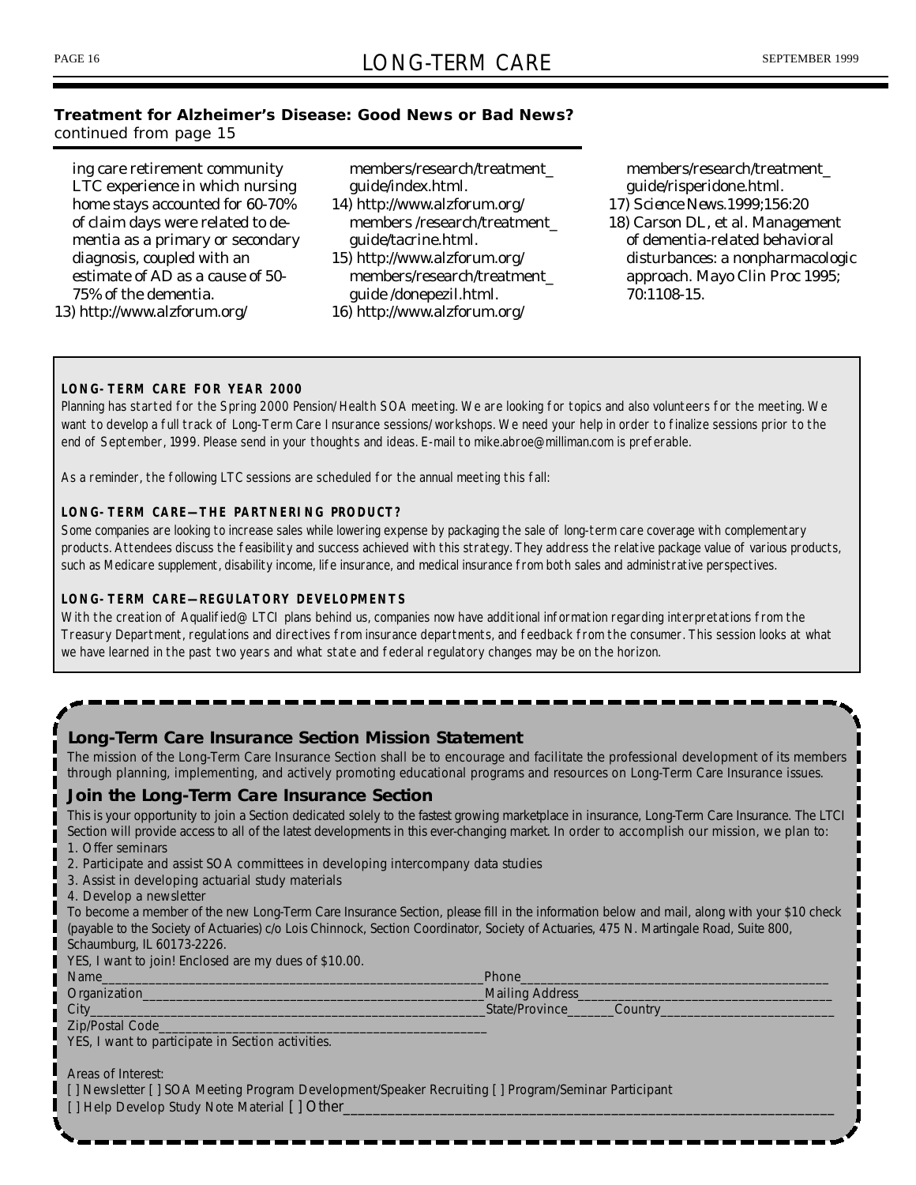**Treatment for Alzheimer's Disease: Good News or Bad News?**
continued from page 15

ing care retirement community LTC experience in which nursing home stays accounted for 60-70% of claim days were related to dementia as a primary or secondary diagnosis, coupled with an estimate of AD as a cause of 50-75% of the dementia.

13) http://www.alzforum.org/members/research/treatment_guide/index.html.

14) http://www.alzforum.org/members /research/treatment_guide/tacrine.html.

15) http://www.alzforum.org/members/research/treatment_guide /donepezil.html.

16) http://www.alzforum.org/members/research/treatment_guide/risperidone.html.

17) Science News.1999;156:20

18) Carson DL, et al. Management of dementia-related behavioral disturbances: a nonpharmacologic approach. Mayo Clin Proc 1995; 70:1108-15.

**LONG-TERM CARE FOR YEAR 2000**

Planning has started for the Spring 2000 Pension/Health SOA meeting. We are looking for topics and also volunteers for the meeting. We want to develop a full track of Long-Term Care Insurance sessions/workshops. We need your help in order to finalize sessions prior to the end of September, 1999. Please send in your thoughts and ideas. E-mail to mike.abroe@milliman.com is preferable.

As a reminder, the following LTC sessions are scheduled for the annual meeting this fall:

**LONG-TERM CARE—THE PARTNERING PRODUCT?**

Some companies are looking to increase sales while lowering expense by packaging the sale of long-term care coverage with complementary products. Attendees discuss the feasibility and success achieved with this strategy. They address the relative package value of various products, such as Medicare supplement, disability income, life insurance, and medical insurance from both sales and administrative perspectives.

**LONG-TERM CARE—REGULATORY DEVELOPMENTS**

With the creation of Aqualified@ LTCI plans behind us, companies now have additional information regarding interpretations from the Treasury Department, regulations and directives from insurance departments, and feedback from the consumer. This session looks at what we have learned in the past two years and what state and federal regulatory changes may be on the horizon.

## Long-Term Care Insurance Section Mission Statement

The mission of the Long-Term Care Insurance Section shall be to encourage and facilitate the professional development of its members through planning, implementing, and actively promoting educational programs and resources on Long-Term Care Insurance issues.

## Join the Long-Term Care Insurance Section

This is your opportunity to join a Section dedicated solely to the fastest growing marketplace in insurance, Long-Term Care Insurance. The LTCI Section will provide access to all of the latest developments in this ever-changing market. In order to accomplish our mission, we plan to:

1. Offer seminars
2. Participate and assist SOA committees in developing intercompany data studies
3. Assist in developing actuarial study materials
4. Develop a newsletter

To become a member of the new Long-Term Care Insurance Section, please fill in the information below and mail, along with your $10 check (payable to the Society of Actuaries) c/o Lois Chinnock, Section Coordinator, Society of Actuaries, 475 N. Martingale Road, Suite 800, Schaumburg, IL 60173-2226.

YES, I want to join! Enclosed are my dues of $10.00.

Name____________________ Phone____________________

Organization____________________ Mailing Address____________________

City____________________ State/Province_______ Country____________________

Zip/Postal Code____________________

YES, I want to participate in Section activities.

Areas of Interest:

[ ] Newsletter [ ] SOA Meeting Program Development/Speaker Recruiting [ ] Program/Seminar Participant

[ ] Help Develop Study Note Material [ ] Other____________________